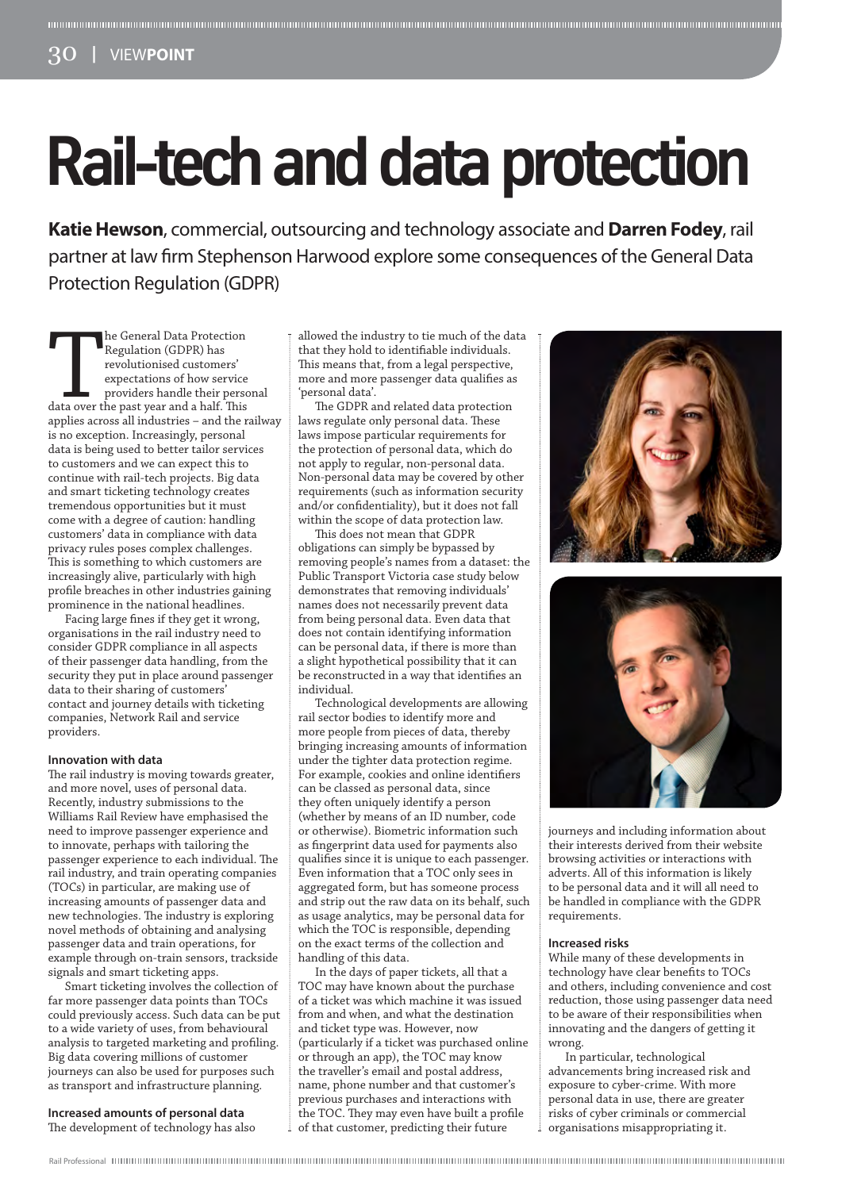# Rail-tech and data protection

**Katie Hewson**, commercial, outsourcing and technology associate and **Darren Fodey**, rail partner at law firm Stephenson Harwood explore some consequences of the General Data Protection Regulation (GDPR)

The General Data Protection Regulation (GDPR) has revolutionised customers' expectations of how service providers handle their personal data over the past year and a half. This applies across all industries – and the railway is no exception. Increasingly, personal data is being used to better tailor services to customers and we can expect this to continue with rail-tech projects. Big data and smart ticketing technology creates tremendous opportunities but it must come with a degree of caution: handling customers' data in compliance with data privacy rules poses complex challenges. This is something to which customers are increasingly alive, particularly with high profile breaches in other industries gaining prominence in the national headlines.

Facing large fines if they get it wrong, organisations in the rail industry need to consider GDPR compliance in all aspects of their passenger data handling, from the security they put in place around passenger data to their sharing of customers' contact and journey details with ticketing companies, Network Rail and service providers.

### Innovation with data

The rail industry is moving towards greater, and more novel, uses of personal data. Recently, industry submissions to the Williams Rail Review have emphasised the need to improve passenger experience and to innovate, perhaps with tailoring the passenger experience to each individual. The rail industry, and train operating companies (TOCs) in particular, are making use of increasing amounts of passenger data and new technologies. The industry is exploring novel methods of obtaining and analysing passenger data and train operations, for example through on-train sensors, trackside signals and smart ticketing apps.

Smart ticketing involves the collection of far more passenger data points than TOCs could previously access. Such data can be put to a wide variety of uses, from behavioural analysis to targeted marketing and profiling. Big data covering millions of customer journeys can also be used for purposes such as transport and infrastructure planning.

### Increased amounts of personal data

The development of technology has also allowed the industry to tie much of the data that they hold to identifiable individuals. This means that, from a legal perspective, more and more passenger data qualifies as 'personal data'.

The GDPR and related data protection laws regulate only personal data. These laws impose particular requirements for the protection of personal data, which do not apply to regular, non-personal data. Non-personal data may be covered by other requirements (such as information security and/or confidentiality), but it does not fall within the scope of data protection law.

This does not mean that GDPR obligations can simply be bypassed by removing people's names from a dataset: the Public Transport Victoria case study below demonstrates that removing individuals' names does not necessarily prevent data from being personal data. Even data that does not contain identifying information can be personal data, if there is more than a slight hypothetical possibility that it can be reconstructed in a way that identifies an individual.

Technological developments are allowing rail sector bodies to identify more and more people from pieces of data, thereby bringing increasing amounts of information under the tighter data protection regime. For example, cookies and online identifiers can be classed as personal data, since they often uniquely identify a person (whether by means of an ID number, code or otherwise). Biometric information such as fingerprint data used for payments also qualifies since it is unique to each passenger. Even information that a TOC only sees in aggregated form, but has someone process and strip out the raw data on its behalf, such as usage analytics, may be personal data for which the TOC is responsible, depending on the exact terms of the collection and handling of this data.

In the days of paper tickets, all that a TOC may have known about the purchase of a ticket was which machine it was issued from and when, and what the destination and ticket type was. However, now (particularly if a ticket was purchased online or through an app), the TOC may know the traveller's email and postal address, name, phone number and that customer's previous purchases and interactions with the TOC. They may even have built a profile of that customer, predicting their future journeys and including information about their interests derived from their website browsing activities or interactions with adverts. All of this information is likely to be personal data and it will all need to be handled in compliance with the GDPR requirements.

### Increased risks

While many of these developments in technology have clear benefits to TOCs and others, including convenience and cost reduction, those using passenger data need to be aware of their responsibilities when innovating and the dangers of getting it wrong.

In particular, technological advancements bring increased risk and exposure to cyber-crime. With more personal data in use, there are greater risks of cyber criminals or commercial organisations misappropriating it.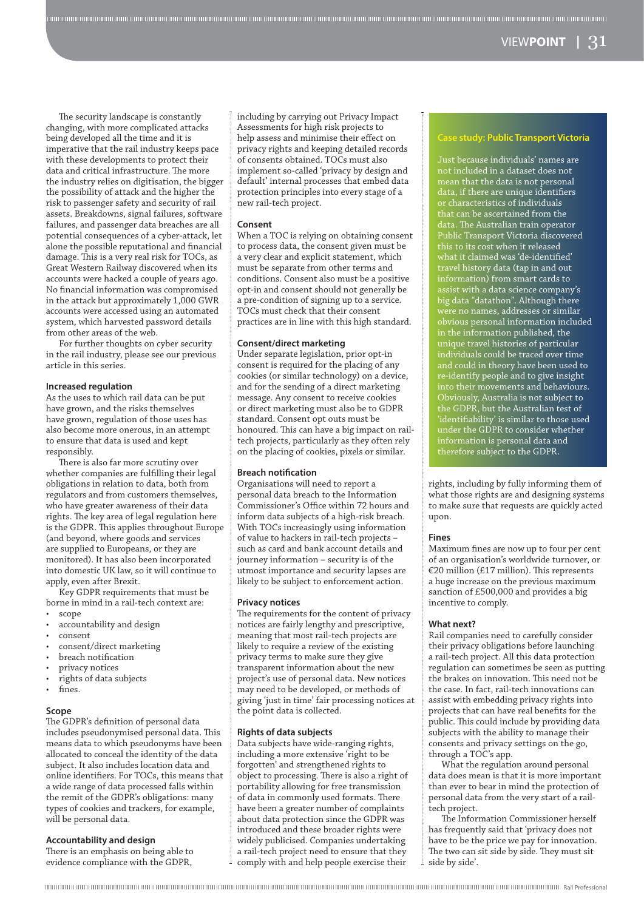The security landscape is constantly changing, with more complicated attacks being developed all the time and it is imperative that the rail industry keeps pace with these developments to protect their data and critical infrastructure. The more the industry relies on digitisation, the bigger the possibility of attack and the higher the risk to passenger safety and security of rail assets. Breakdowns, signal failures, software failures, and passenger data breaches are all potential consequences of a cyber-attack, let alone the possible reputational and financial damage. This is a very real risk for TOCs, as Great Western Railway discovered when its accounts were hacked a couple of years ago. No financial information was compromised in the attack but approximately 1,000 GWR accounts were accessed using an automated system, which harvested password details from other areas of the web.

For further thoughts on cyber security in the rail industry, please see our previous article in this series.

### Increased regulation

As the uses to which rail data can be put have grown, and the risks themselves have grown, regulation of those uses has also become more onerous, in an attempt to ensure that data is used and kept responsibly.

There is also far more scrutiny over whether companies are fulfilling their legal obligations in relation to data, both from regulators and from customers themselves, who have greater awareness of their data rights. The key area of legal regulation here is the GDPR. This applies throughout Europe (and beyond, where goods and services are supplied to Europeans, or they are monitored). It has also been incorporated into domestic UK law, so it will continue to apply, even after Brexit.

Key GDPR requirements that must be borne in mind in a rail-tech context are:

- scope
- accountability and design
- consent
- consent/direct marketing
- breach notification
- privacy notices
- rights of data subjects
- fines.

### Scope

The GDPR's definition of personal data includes pseudonymised personal data. This means data to which pseudonyms have been allocated to conceal the identity of the data subject. It also includes location data and online identifiers. For TOCs, this means that a wide range of data processed falls within the remit of the GDPR's obligations: many types of cookies and trackers, for example, will be personal data.

### Accountability and design

There is an emphasis on being able to evidence compliance with the GDPR, including by carrying out Privacy Impact Assessments for high risk projects to help assess and minimise their effect on privacy rights and keeping detailed records of consents obtained. TOCs must also implement so-called 'privacy by design and default' internal processes that embed data protection principles into every stage of a new rail-tech project.

### Consent

When a TOC is relying on obtaining consent to process data, the consent given must be a very clear and explicit statement, which must be separate from other terms and conditions. Consent also must be a positive opt-in and consent should not generally be a pre-condition of signing up to a service. TOCs must check that their consent practices are in line with this high standard.

### Consent/direct marketing

Under separate legislation, prior opt-in consent is required for the placing of any cookies (or similar technology) on a device, and for the sending of a direct marketing message. Any consent to receive cookies or direct marketing must also be to GDPR standard. Consent opt outs must be honoured. This can have a big impact on rail-tech projects, particularly as they often rely on the placing of cookies, pixels or similar.

### Breach notification

Organisations will need to report a personal data breach to the Information Commissioner's Office within 72 hours and inform data subjects of a high-risk breach. With TOCs increasingly using information of value to hackers in rail-tech projects – such as card and bank account details and journey information – security is of the utmost importance and security lapses are likely to be subject to enforcement action.

### Privacy notices

The requirements for the content of privacy notices are fairly lengthy and prescriptive, meaning that most rail-tech projects are likely to require a review of the existing privacy terms to make sure they give transparent information about the new project's use of personal data. New notices may need to be developed, or methods of giving 'just in time' fair processing notices at the point data is collected.

### Rights of data subjects

Data subjects have wide-ranging rights, including a more extensive 'right to be forgotten' and strengthened rights to object to processing. There is also a right of portability allowing for free transmission of data in commonly used formats. There have been a greater number of complaints about data protection since the GDPR was introduced and these broader rights were widely publicised. Companies undertaking a rail-tech project need to ensure that they comply with and help people exercise their rights, including by fully informing them of what those rights are and designing systems to make sure that requests are quickly acted upon.

> **Case study: Public Transport Victoria**
>
> Just because individuals' names are not included in a dataset does not mean that the data is not personal data, if there are unique identifiers or characteristics of individuals that can be ascertained from the data. The Australian train operator Public Transport Victoria discovered this to its cost when it released what it claimed was 'de-identified' travel history data (tap in and out information) from smart cards to assist with a data science company's big data "datathon". Although there were no names, addresses or similar obvious personal information included in the information published, the unique travel histories of particular individuals could be traced over time and could in theory have been used to re-identify people and to give insight into their movements and behaviours. Obviously, Australia is not subject to the GDPR, but the Australian test of 'identifiability' is similar to those used under the GDPR to consider whether information is personal data and therefore subject to the GDPR.

### Fines

Maximum fines are now up to four per cent of an organisation's worldwide turnover, or €20 million (£17 million). This represents a huge increase on the previous maximum sanction of £500,000 and provides a big incentive to comply.

### What next?

Rail companies need to carefully consider their privacy obligations before launching a rail-tech project. All this data protection regulation can sometimes be seen as putting the brakes on innovation. This need not be the case. In fact, rail-tech innovations can assist with embedding privacy rights into projects that can have real benefits for the public. This could include by providing data subjects with the ability to manage their consents and privacy settings on the go, through a TOC's app.

What the regulation around personal data does mean is that it is more important than ever to bear in mind the protection of personal data from the very start of a rail-tech project.

The Information Commissioner herself has frequently said that 'privacy does not have to be the price we pay for innovation. The two can sit side by side. They must sit side by side'.